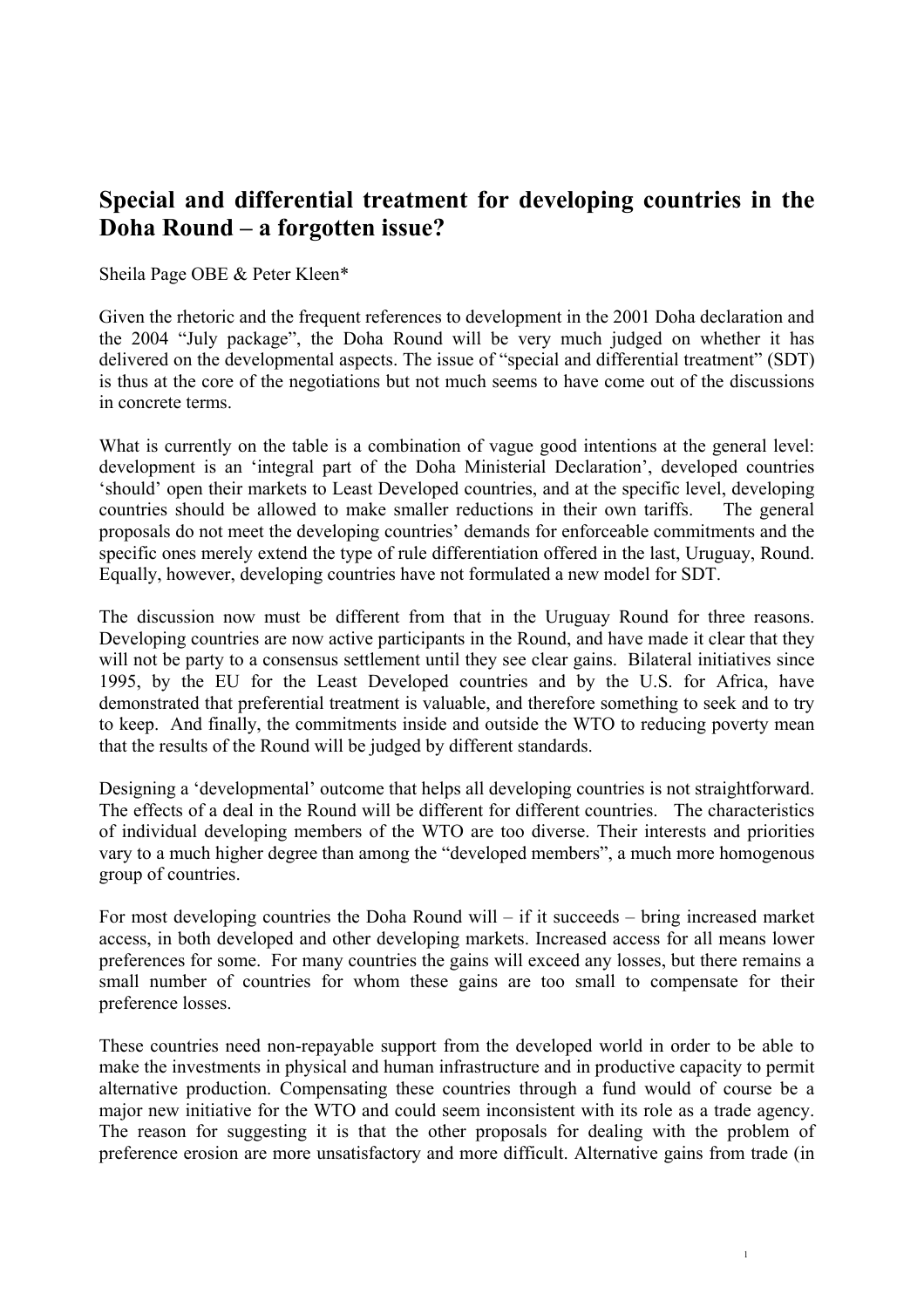# Special and differential treatment for developing countries in the Doha Round – a forgotten issue?

Sheila Page OBE & Peter Kleen*

Given the rhetoric and the frequent references to development in the 2001 Doha declaration and the 2004 "July package", the Doha Round will be very much judged on whether it has delivered on the developmental aspects. The issue of "special and differential treatment" (SDT) is thus at the core of the negotiations but not much seems to have come out of the discussions in concrete terms.

What is currently on the table is a combination of vague good intentions at the general level: development is an 'integral part of the Doha Ministerial Declaration', developed countries 'should' open their markets to Least Developed countries, and at the specific level, developing countries should be allowed to make smaller reductions in their own tariffs. The general proposals do not meet the developing countries' demands for enforceable commitments and the specific ones merely extend the type of rule differentiation offered in the last, Uruguay, Round. Equally, however, developing countries have not formulated a new model for SDT.

The discussion now must be different from that in the Uruguay Round for three reasons. Developing countries are now active participants in the Round, and have made it clear that they will not be party to a consensus settlement until they see clear gains. Bilateral initiatives since 1995, by the EU for the Least Developed countries and by the U.S. for Africa, have demonstrated that preferential treatment is valuable, and therefore something to seek and to try to keep. And finally, the commitments inside and outside the WTO to reducing poverty mean that the results of the Round will be judged by different standards.

Designing a 'developmental' outcome that helps all developing countries is not straightforward. The effects of a deal in the Round will be different for different countries. The characteristics of individual developing members of the WTO are too diverse. Their interests and priorities vary to a much higher degree than among the "developed members", a much more homogenous group of countries.

For most developing countries the Doha Round will – if it succeeds – bring increased market access, in both developed and other developing markets. Increased access for all means lower preferences for some. For many countries the gains will exceed any losses, but there remains a small number of countries for whom these gains are too small to compensate for their preference losses.

These countries need non-repayable support from the developed world in order to be able to make the investments in physical and human infrastructure and in productive capacity to permit alternative production. Compensating these countries through a fund would of course be a major new initiative for the WTO and could seem inconsistent with its role as a trade agency. The reason for suggesting it is that the other proposals for dealing with the problem of preference erosion are more unsatisfactory and more difficult. Alternative gains from trade (in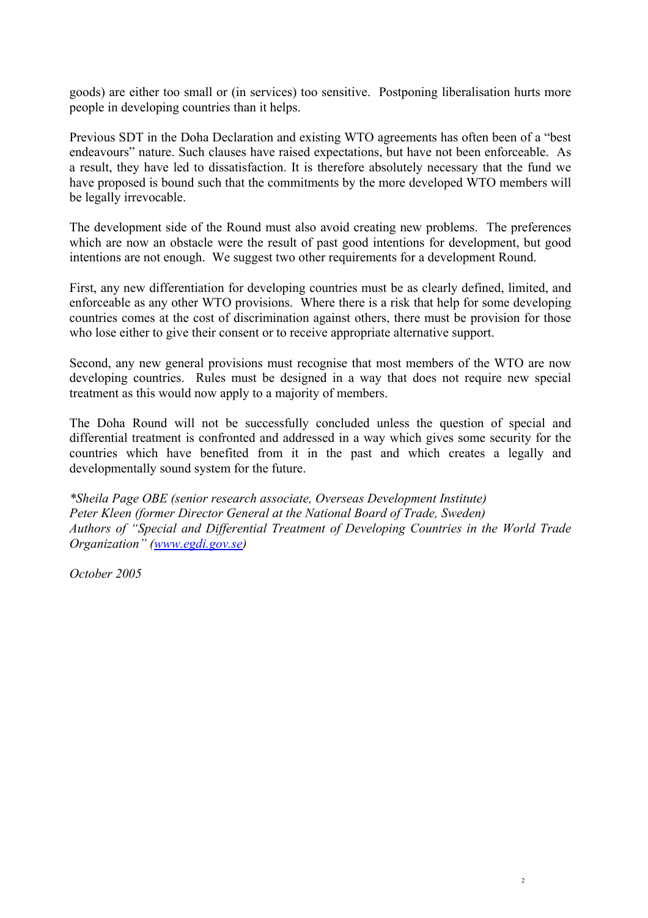goods) are either too small or (in services) too sensitive. Postponing liberalisation hurts more people in developing countries than it helps.

Previous SDT in the Doha Declaration and existing WTO agreements has often been of a "best endeavours" nature. Such clauses have raised expectations, but have not been enforceable. As a result, they have led to dissatisfaction. It is therefore absolutely necessary that the fund we have proposed is bound such that the commitments by the more developed WTO members will be legally irrevocable.

The development side of the Round must also avoid creating new problems. The preferences which are now an obstacle were the result of past good intentions for development, but good intentions are not enough. We suggest two other requirements for a development Round.

First, any new differentiation for developing countries must be as clearly defined, limited, and enforceable as any other WTO provisions. Where there is a risk that help for some developing countries comes at the cost of discrimination against others, there must be provision for those who lose either to give their consent or to receive appropriate alternative support.

Second, any new general provisions must recognise that most members of the WTO are now developing countries. Rules must be designed in a way that does not require new special treatment as this would now apply to a majority of members.

The Doha Round will not be successfully concluded unless the question of special and differential treatment is confronted and addressed in a way which gives some security for the countries which have benefited from it in the past and which creates a legally and developmentally sound system for the future.

*\*Sheila Page OBE (senior research associate, Overseas Development Institute)*
*Peter Kleen (former Director General at the National Board of Trade, Sweden)*
*Authors of "Special and Differential Treatment of Developing Countries in the World Trade Organization" (www.egdi.gov.se)*

*October 2005*